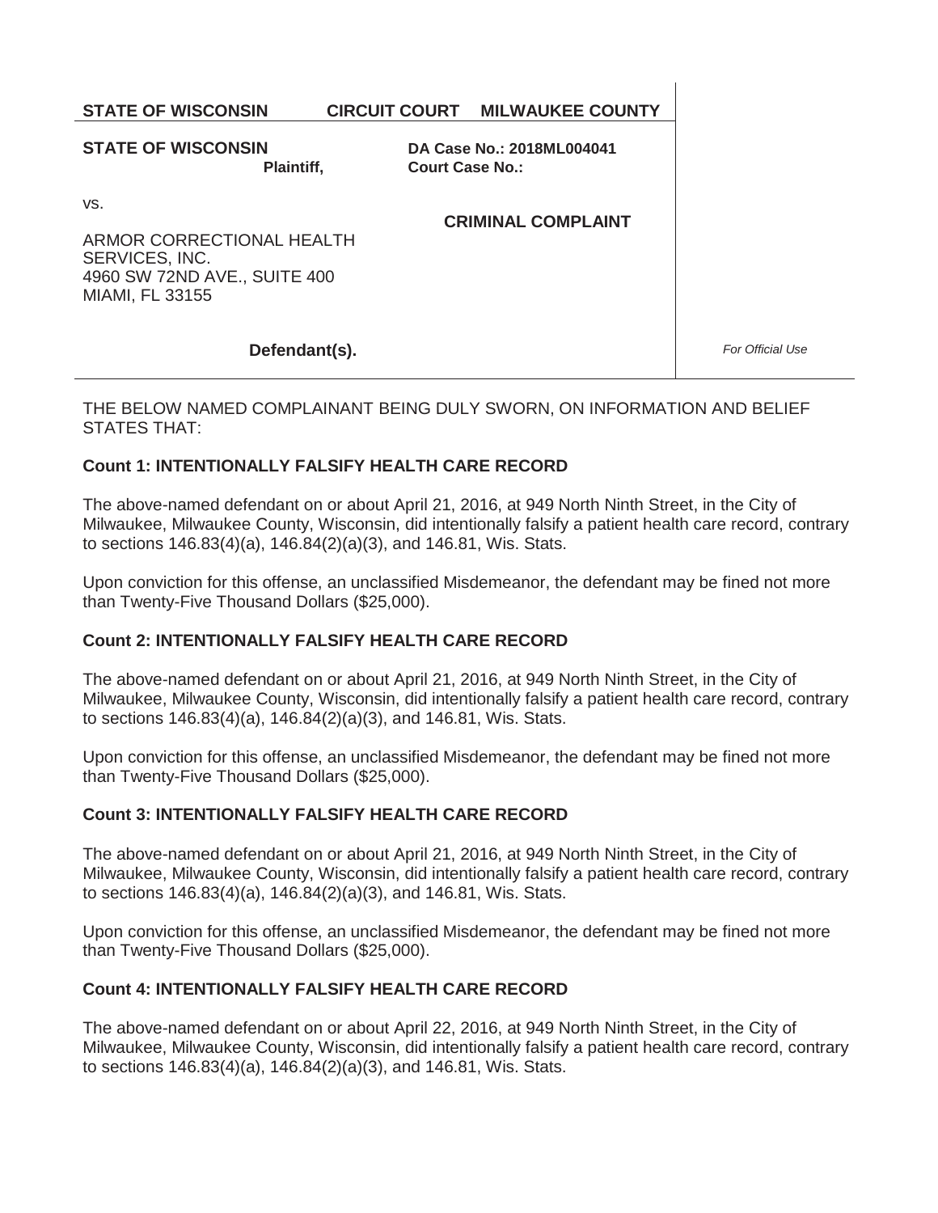**STATE OF WISCONSIN CIRCUIT COURT MILWAUKEE COUNTY**

**STATE OF WISCONSIN**
**Plaintiff,**

**DA Case No.: 2018ML004041**
**Court Case No.:**

vs.

**CRIMINAL COMPLAINT**

ARMOR CORRECTIONAL HEALTH SERVICES, INC.
4960 SW 72ND AVE., SUITE 400
MIAMI, FL 33155

**Defendant(s).**

*For Official Use*

THE BELOW NAMED COMPLAINANT BEING DULY SWORN, ON INFORMATION AND BELIEF STATES THAT:

**Count 1: INTENTIONALLY FALSIFY HEALTH CARE RECORD**

The above-named defendant on or about April 21, 2016, at 949 North Ninth Street, in the City of Milwaukee, Milwaukee County, Wisconsin, did intentionally falsify a patient health care record, contrary to sections 146.83(4)(a), 146.84(2)(a)(3), and 146.81, Wis. Stats.

Upon conviction for this offense, an unclassified Misdemeanor, the defendant may be fined not more than Twenty-Five Thousand Dollars ($25,000).

**Count 2: INTENTIONALLY FALSIFY HEALTH CARE RECORD**

The above-named defendant on or about April 21, 2016, at 949 North Ninth Street, in the City of Milwaukee, Milwaukee County, Wisconsin, did intentionally falsify a patient health care record, contrary to sections 146.83(4)(a), 146.84(2)(a)(3), and 146.81, Wis. Stats.

Upon conviction for this offense, an unclassified Misdemeanor, the defendant may be fined not more than Twenty-Five Thousand Dollars ($25,000).

**Count 3: INTENTIONALLY FALSIFY HEALTH CARE RECORD**

The above-named defendant on or about April 21, 2016, at 949 North Ninth Street, in the City of Milwaukee, Milwaukee County, Wisconsin, did intentionally falsify a patient health care record, contrary to sections 146.83(4)(a), 146.84(2)(a)(3), and 146.81, Wis. Stats.

Upon conviction for this offense, an unclassified Misdemeanor, the defendant may be fined not more than Twenty-Five Thousand Dollars ($25,000).

**Count 4: INTENTIONALLY FALSIFY HEALTH CARE RECORD**

The above-named defendant on or about April 22, 2016, at 949 North Ninth Street, in the City of Milwaukee, Milwaukee County, Wisconsin, did intentionally falsify a patient health care record, contrary to sections 146.83(4)(a), 146.84(2)(a)(3), and 146.81, Wis. Stats.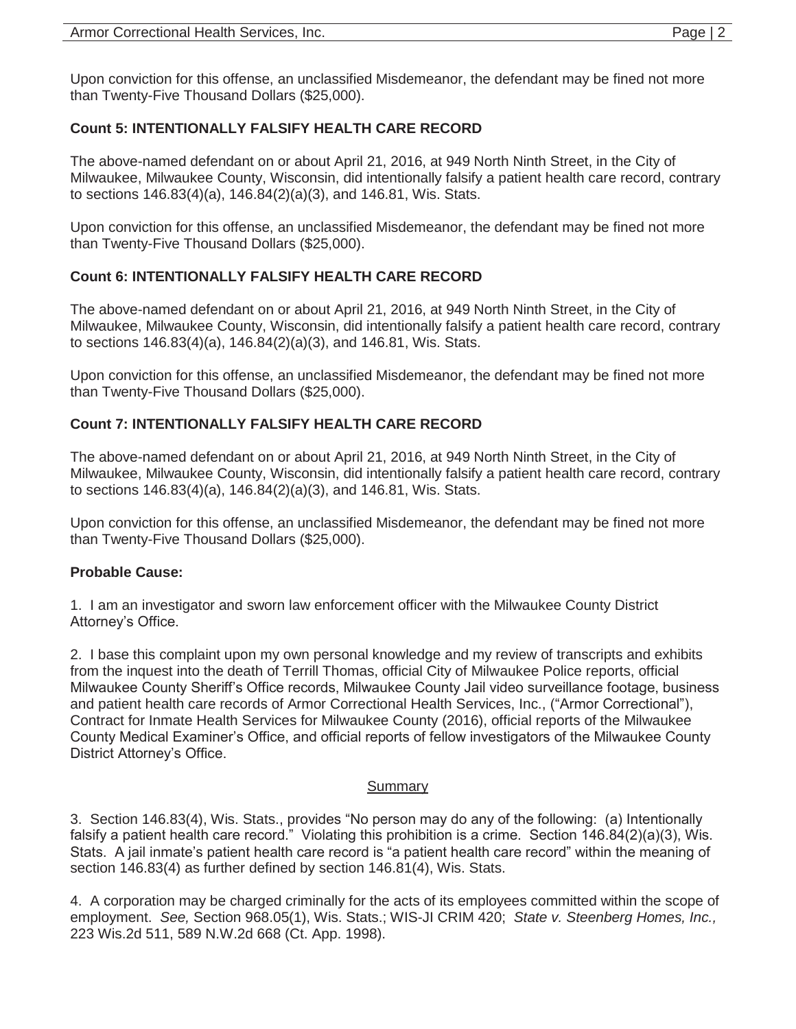Upon conviction for this offense, an unclassified Misdemeanor, the defendant may be fined not more than Twenty-Five Thousand Dollars ($25,000).

**Count 5: INTENTIONALLY FALSIFY HEALTH CARE RECORD**

The above-named defendant on or about April 21, 2016, at 949 North Ninth Street, in the City of Milwaukee, Milwaukee County, Wisconsin, did intentionally falsify a patient health care record, contrary to sections 146.83(4)(a), 146.84(2)(a)(3), and 146.81, Wis. Stats.

Upon conviction for this offense, an unclassified Misdemeanor, the defendant may be fined not more than Twenty-Five Thousand Dollars ($25,000).

**Count 6: INTENTIONALLY FALSIFY HEALTH CARE RECORD**

The above-named defendant on or about April 21, 2016, at 949 North Ninth Street, in the City of Milwaukee, Milwaukee County, Wisconsin, did intentionally falsify a patient health care record, contrary to sections 146.83(4)(a), 146.84(2)(a)(3), and 146.81, Wis. Stats.

Upon conviction for this offense, an unclassified Misdemeanor, the defendant may be fined not more than Twenty-Five Thousand Dollars ($25,000).

**Count 7: INTENTIONALLY FALSIFY HEALTH CARE RECORD**

The above-named defendant on or about April 21, 2016, at 949 North Ninth Street, in the City of Milwaukee, Milwaukee County, Wisconsin, did intentionally falsify a patient health care record, contrary to sections 146.83(4)(a), 146.84(2)(a)(3), and 146.81, Wis. Stats.

Upon conviction for this offense, an unclassified Misdemeanor, the defendant may be fined not more than Twenty-Five Thousand Dollars ($25,000).

**Probable Cause:**

1. I am an investigator and sworn law enforcement officer with the Milwaukee County District Attorney's Office.

2. I base this complaint upon my own personal knowledge and my review of transcripts and exhibits from the inquest into the death of Terrill Thomas, official City of Milwaukee Police reports, official Milwaukee County Sheriff's Office records, Milwaukee County Jail video surveillance footage, business and patient health care records of Armor Correctional Health Services, Inc., ("Armor Correctional"), Contract for Inmate Health Services for Milwaukee County (2016), official reports of the Milwaukee County Medical Examiner's Office, and official reports of fellow investigators of the Milwaukee County District Attorney's Office.

<u>Summary</u>

3. Section 146.83(4), Wis. Stats., provides "No person may do any of the following: (a) Intentionally falsify a patient health care record." Violating this prohibition is a crime. Section 146.84(2)(a)(3), Wis. Stats. A jail inmate's patient health care record is "a patient health care record" within the meaning of section 146.83(4) as further defined by section 146.81(4), Wis. Stats.

4. A corporation may be charged criminally for the acts of its employees committed within the scope of employment. *See,* Section 968.05(1), Wis. Stats.; WIS-JI CRIM 420; *State v. Steenberg Homes, Inc.,* 223 Wis.2d 511, 589 N.W.2d 668 (Ct. App. 1998).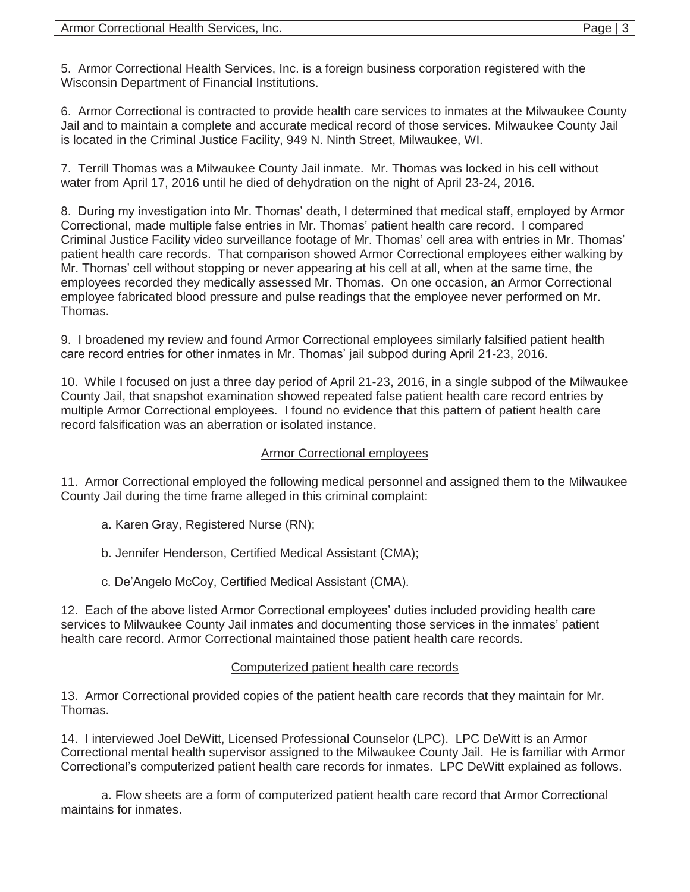5. Armor Correctional Health Services, Inc. is a foreign business corporation registered with the Wisconsin Department of Financial Institutions.

6. Armor Correctional is contracted to provide health care services to inmates at the Milwaukee County Jail and to maintain a complete and accurate medical record of those services. Milwaukee County Jail is located in the Criminal Justice Facility, 949 N. Ninth Street, Milwaukee, WI.

7. Terrill Thomas was a Milwaukee County Jail inmate. Mr. Thomas was locked in his cell without water from April 17, 2016 until he died of dehydration on the night of April 23-24, 2016.

8. During my investigation into Mr. Thomas' death, I determined that medical staff, employed by Armor Correctional, made multiple false entries in Mr. Thomas' patient health care record. I compared Criminal Justice Facility video surveillance footage of Mr. Thomas' cell area with entries in Mr. Thomas' patient health care records. That comparison showed Armor Correctional employees either walking by Mr. Thomas' cell without stopping or never appearing at his cell at all, when at the same time, the employees recorded they medically assessed Mr. Thomas. On one occasion, an Armor Correctional employee fabricated blood pressure and pulse readings that the employee never performed on Mr. Thomas.

9. I broadened my review and found Armor Correctional employees similarly falsified patient health care record entries for other inmates in Mr. Thomas' jail subpod during April 21-23, 2016.

10. While I focused on just a three day period of April 21-23, 2016, in a single subpod of the Milwaukee County Jail, that snapshot examination showed repeated false patient health care record entries by multiple Armor Correctional employees. I found no evidence that this pattern of patient health care record falsification was an aberration or isolated instance.

## Armor Correctional employees

11. Armor Correctional employed the following medical personnel and assigned them to the Milwaukee County Jail during the time frame alleged in this criminal complaint:

a. Karen Gray, Registered Nurse (RN);

b. Jennifer Henderson, Certified Medical Assistant (CMA);

c. De'Angelo McCoy, Certified Medical Assistant (CMA).

12. Each of the above listed Armor Correctional employees' duties included providing health care services to Milwaukee County Jail inmates and documenting those services in the inmates' patient health care record. Armor Correctional maintained those patient health care records.

## Computerized patient health care records

13. Armor Correctional provided copies of the patient health care records that they maintain for Mr. Thomas.

14. I interviewed Joel DeWitt, Licensed Professional Counselor (LPC). LPC DeWitt is an Armor Correctional mental health supervisor assigned to the Milwaukee County Jail. He is familiar with Armor Correctional's computerized patient health care records for inmates. LPC DeWitt explained as follows.

a. Flow sheets are a form of computerized patient health care record that Armor Correctional maintains for inmates.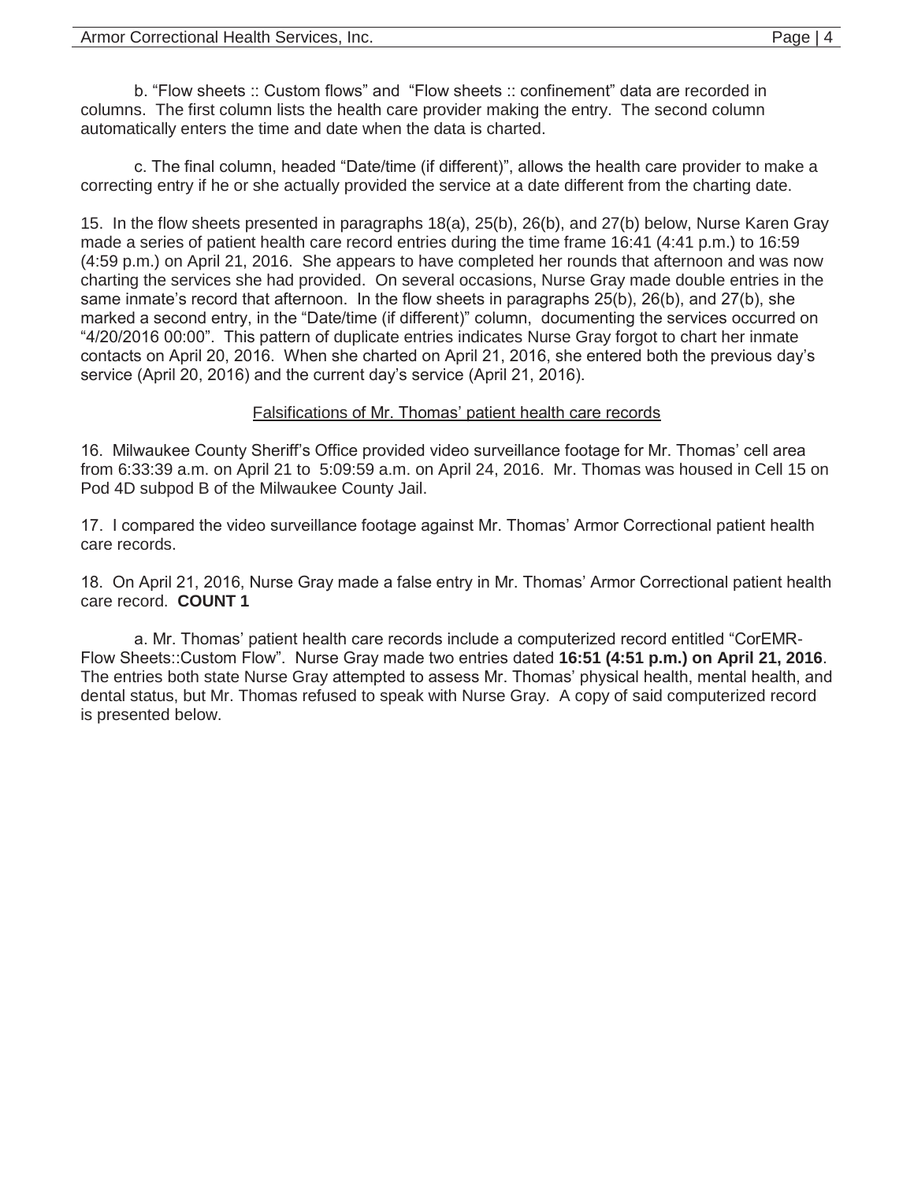b. “Flow sheets :: Custom flows” and “Flow sheets :: confinement” data are recorded in columns. The first column lists the health care provider making the entry. The second column automatically enters the time and date when the data is charted.

c. The final column, headed “Date/time (if different)”, allows the health care provider to make a correcting entry if he or she actually provided the service at a date different from the charting date.

15. In the flow sheets presented in paragraphs 18(a), 25(b), 26(b), and 27(b) below, Nurse Karen Gray made a series of patient health care record entries during the time frame 16:41 (4:41 p.m.) to 16:59 (4:59 p.m.) on April 21, 2016. She appears to have completed her rounds that afternoon and was now charting the services she had provided. On several occasions, Nurse Gray made double entries in the same inmate’s record that afternoon. In the flow sheets in paragraphs 25(b), 26(b), and 27(b), she marked a second entry, in the “Date/time (if different)” column, documenting the services occurred on “4/20/2016 00:00”. This pattern of duplicate entries indicates Nurse Gray forgot to chart her inmate contacts on April 20, 2016. When she charted on April 21, 2016, she entered both the previous day’s service (April 20, 2016) and the current day’s service (April 21, 2016).

## Falsifications of Mr. Thomas’ patient health care records

16. Milwaukee County Sheriff’s Office provided video surveillance footage for Mr. Thomas’ cell area from 6:33:39 a.m. on April 21 to 5:09:59 a.m. on April 24, 2016. Mr. Thomas was housed in Cell 15 on Pod 4D subpod B of the Milwaukee County Jail.

17. I compared the video surveillance footage against Mr. Thomas’ Armor Correctional patient health care records.

18. On April 21, 2016, Nurse Gray made a false entry in Mr. Thomas’ Armor Correctional patient health care record. **COUNT 1**

a. Mr. Thomas’ patient health care records include a computerized record entitled “CorEMR-Flow Sheets::Custom Flow”. Nurse Gray made two entries dated **16:51 (4:51 p.m.) on April 21, 2016**. The entries both state Nurse Gray attempted to assess Mr. Thomas’ physical health, mental health, and dental status, but Mr. Thomas refused to speak with Nurse Gray. A copy of said computerized record is presented below.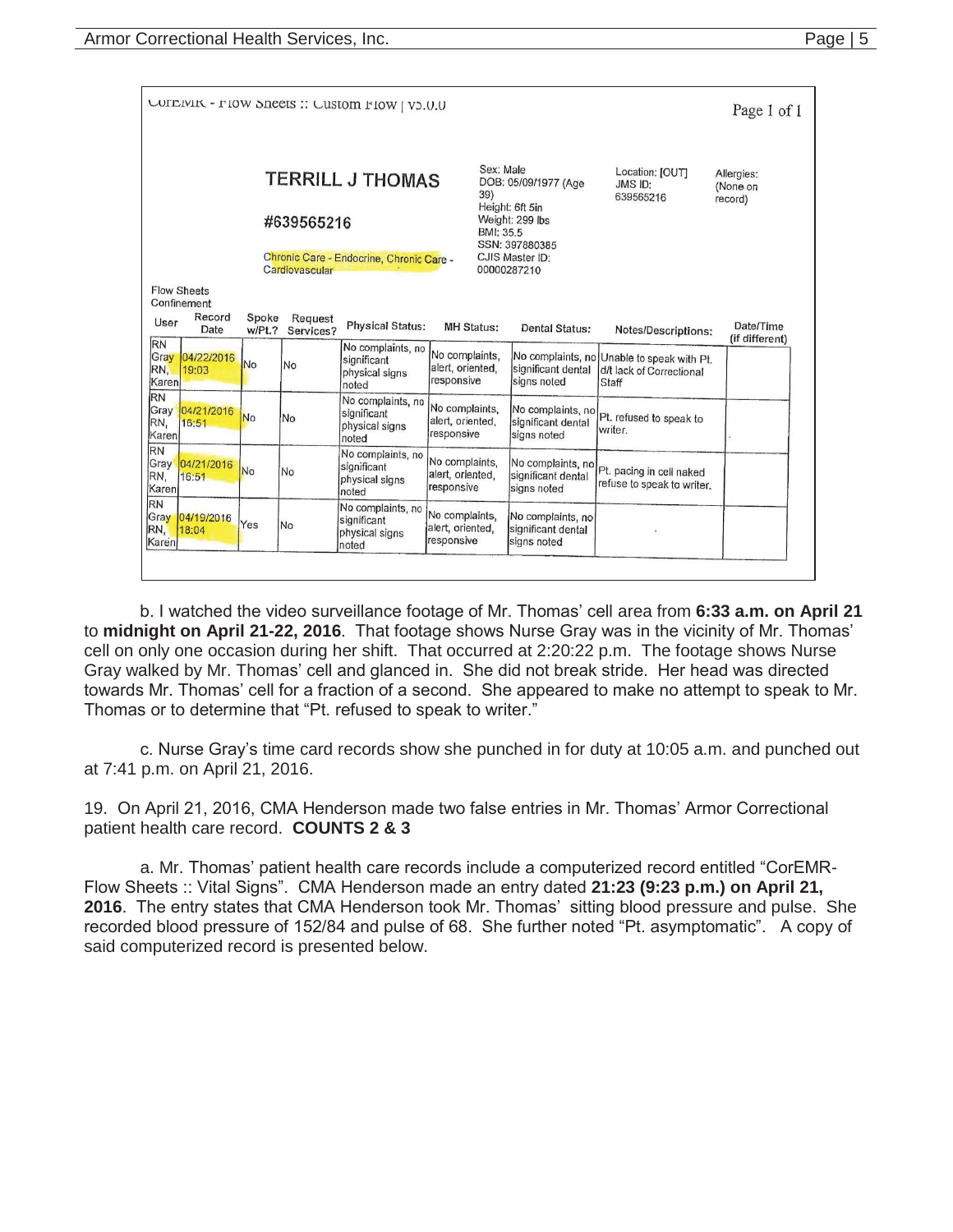CorEMR - Flow Sheets :: Custom Flow | v5.0.0

Page 1 of 1

**TERRILL J THOMAS**

**#639565216**

Chronic Care - Endocrine, Chronic Care - Cardiovascular

Sex: Male
DOB: 05/09/1977 (Age 39)
Height: 6ft 5in
Weight: 299 lbs
BMI: 35.5
SSN: 397880385
CJIS Master ID: 00000287210

Location: [OUT]
JMS ID: 639565216

Allergies: (None on record)

Flow Sheets
Confinement

| User | Record Date | Spoke w/Pt.? | Request Services? | Physical Status: | MH Status: | Dental Status: | Notes/Descriptions: | Date/Time (if different) |
|---|---|---|---|---|---|---|---|---|
| RN Gray RN, Karen | 04/22/2016 19:03 | No | No | No complaints, no significant physical signs noted | No complaints, alert, oriented, responsive | No complaints, no significant dental signs noted | Unable to speak with Pt. d/t lack of Correctional Staff | |
| RN Gray RN, Karen | 04/21/2016 16:51 | No | No | No complaints, no significant physical signs noted | No complaints, alert, oriented, responsive | No complaints, no significant dental signs noted | Pt. refused to speak to writer. | |
| RN Gray RN, Karen | 04/21/2016 16:51 | No | No | No complaints, no significant physical signs noted | No complaints, alert, oriented, responsive | No complaints, no significant dental signs noted | Pt. pacing in cell naked refuse to speak to writer. | |
| RN Gray RN, Karen | 04/19/2016 18:04 | Yes | No | No complaints, no significant physical signs noted | No complaints, alert, oriented, responsive | No complaints, no significant dental signs noted | | |

b. I watched the video surveillance footage of Mr. Thomas' cell area from **6:33 a.m. on April 21** to **midnight on April 21-22, 2016**. That footage shows Nurse Gray was in the vicinity of Mr. Thomas' cell on only one occasion during her shift. That occurred at 2:20:22 p.m. The footage shows Nurse Gray walked by Mr. Thomas' cell and glanced in. She did not break stride. Her head was directed towards Mr. Thomas' cell for a fraction of a second. She appeared to make no attempt to speak to Mr. Thomas or to determine that "Pt. refused to speak to writer."

c. Nurse Gray's time card records show she punched in for duty at 10:05 a.m. and punched out at 7:41 p.m. on April 21, 2016.

19. On April 21, 2016, CMA Henderson made two false entries in Mr. Thomas' Armor Correctional patient health care record. **COUNTS 2 & 3**

a. Mr. Thomas' patient health care records include a computerized record entitled "CorEMR-Flow Sheets :: Vital Signs". CMA Henderson made an entry dated **21:23 (9:23 p.m.) on April 21, 2016**. The entry states that CMA Henderson took Mr. Thomas' sitting blood pressure and pulse. She recorded blood pressure of 152/84 and pulse of 68. She further noted "Pt. asymptomatic". A copy of said computerized record is presented below.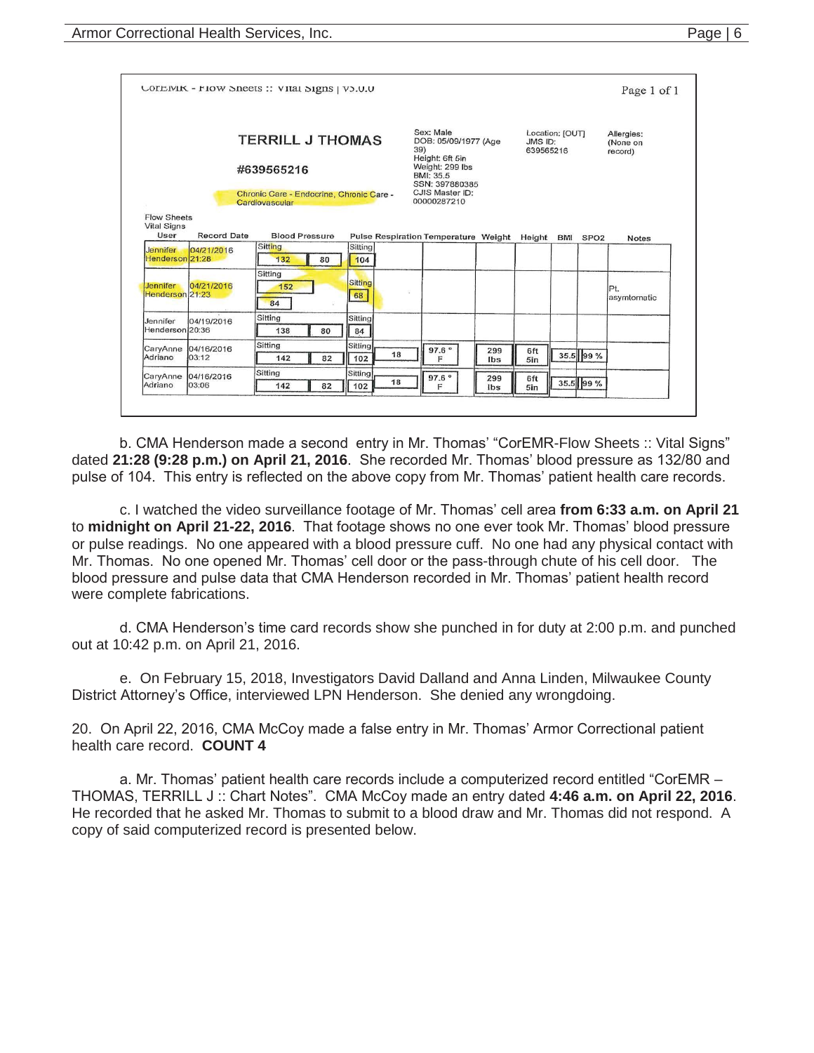CorEMR - Flow Sheets :: Vital Signs | v5.0.0

Page 1 of 1

**TERRILL J THOMAS**

#639565216

Chronic Care - Endocrine, Chronic Care - Cardiovascular

Sex: Male
DOB: 05/09/1977 (Age 39)
Height: 6ft 5in
Weight: 299 lbs
BMI: 35.5
SSN: 397880385
CJIS Master ID: 00000287210

Location: [OUT]
JMS ID: 639565216

Allergies: (None on record)

Flow Sheets
Vital Signs

| User | Record Date | Blood Pressure | Pulse | Respiration | Temperature | Weight | Height | BMI | SPO2 | Notes |
|---|---|---|---|---|---|---|---|---|---|---|
| Jennifer Henderson | 04/21/2016 21:28 | Sitting 132 / 80 | Sitting 104 | | | | | | | |
| Jennifer Henderson | 04/21/2016 21:23 | Sitting 152 / 84 | Sitting 68 | | | | | | | Pt. asymtomatic |
| Jennifer Henderson | 04/19/2016 20:36 | Sitting 138 / 80 | Sitting 84 | | | | | | | |
| CaryAnne Adriano | 04/16/2016 03:12 | Sitting 142 / 82 | Sitting 102 | 18 | 97.6 ° F | 299 lbs | 6ft 5in | 35.5 | 99 % | |
| CaryAnne Adriano | 04/16/2016 03:06 | Sitting 142 / 82 | Sitting 102 | 18 | 97.6 ° F | 299 lbs | 6ft 5in | 35.5 | 99 % | |

b. CMA Henderson made a second entry in Mr. Thomas' "CorEMR-Flow Sheets :: Vital Signs" dated **21:28 (9:28 p.m.) on April 21, 2016**. She recorded Mr. Thomas' blood pressure as 132/80 and pulse of 104. This entry is reflected on the above copy from Mr. Thomas' patient health care records.

c. I watched the video surveillance footage of Mr. Thomas' cell area **from 6:33 a.m. on April 21** to **midnight on April 21-22, 2016**. That footage shows no one ever took Mr. Thomas' blood pressure or pulse readings. No one appeared with a blood pressure cuff. No one had any physical contact with Mr. Thomas. No one opened Mr. Thomas' cell door or the pass-through chute of his cell door. The blood pressure and pulse data that CMA Henderson recorded in Mr. Thomas' patient health record were complete fabrications.

d. CMA Henderson's time card records show she punched in for duty at 2:00 p.m. and punched out at 10:42 p.m. on April 21, 2016.

e. On February 15, 2018, Investigators David Dalland and Anna Linden, Milwaukee County District Attorney's Office, interviewed LPN Henderson. She denied any wrongdoing.

20. On April 22, 2016, CMA McCoy made a false entry in Mr. Thomas' Armor Correctional patient health care record. **COUNT 4**

a. Mr. Thomas' patient health care records include a computerized record entitled "CorEMR – THOMAS, TERRILL J :: Chart Notes". CMA McCoy made an entry dated **4:46 a.m. on April 22, 2016**. He recorded that he asked Mr. Thomas to submit to a blood draw and Mr. Thomas did not respond. A copy of said computerized record is presented below.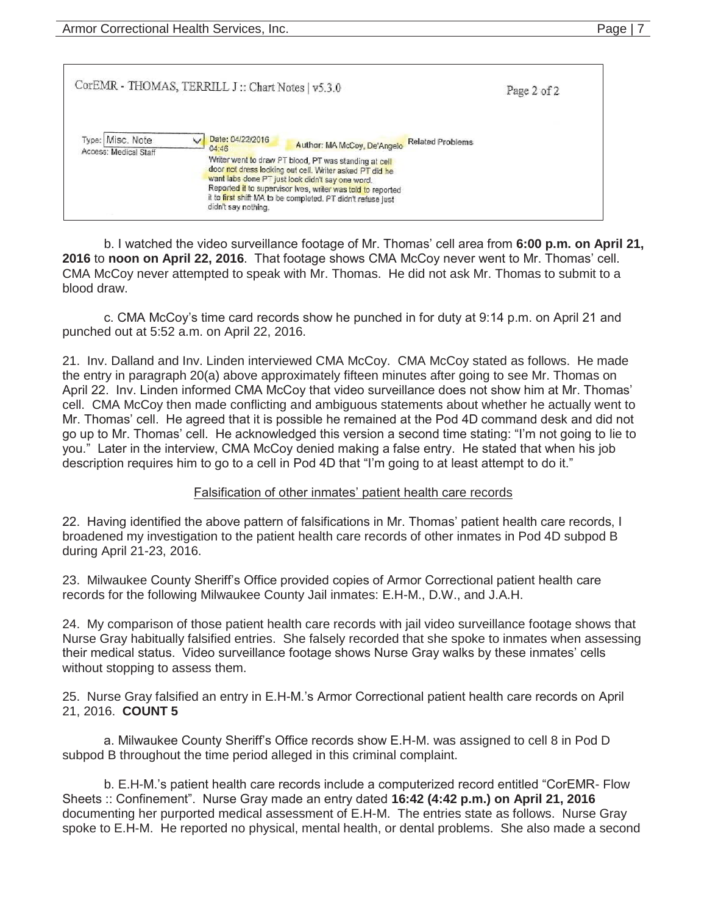CorEMR - THOMAS, TERRILL J :: Chart Notes | v5.3.0

Page 2 of 2

| Type: Misc. Note<br>Access: Medical Staff | Date: 04/22/2016 04:46 | Author: MA McCoy, De'Angelo | Related Problems |
|---|---|---|---|
| | Writer went to draw PT blood, PT was standing at cell door not dress looking out cell. Writer asked PT did he want labs done PT just look didn't say one word. Reported it to supervisor Ives, writer was told to reported it to first shift MA to be completed. PT didn't refuse just didn't say nothing. | | |

b. I watched the video surveillance footage of Mr. Thomas' cell area from **6:00 p.m. on April 21, 2016** to **noon on April 22, 2016**. That footage shows CMA McCoy never went to Mr. Thomas' cell. CMA McCoy never attempted to speak with Mr. Thomas. He did not ask Mr. Thomas to submit to a blood draw.

c. CMA McCoy's time card records show he punched in for duty at 9:14 p.m. on April 21 and punched out at 5:52 a.m. on April 22, 2016.

21. Inv. Dalland and Inv. Linden interviewed CMA McCoy. CMA McCoy stated as follows. He made the entry in paragraph 20(a) above approximately fifteen minutes after going to see Mr. Thomas on April 22. Inv. Linden informed CMA McCoy that video surveillance does not show him at Mr. Thomas' cell. CMA McCoy then made conflicting and ambiguous statements about whether he actually went to Mr. Thomas' cell. He agreed that it is possible he remained at the Pod 4D command desk and did not go up to Mr. Thomas' cell. He acknowledged this version a second time stating: "I'm not going to lie to you." Later in the interview, CMA McCoy denied making a false entry. He stated that when his job description requires him to go to a cell in Pod 4D that "I'm going to at least attempt to do it."

Falsification of other inmates' patient health care records

22. Having identified the above pattern of falsifications in Mr. Thomas' patient health care records, I broadened my investigation to the patient health care records of other inmates in Pod 4D subpod B during April 21-23, 2016.

23. Milwaukee County Sheriff's Office provided copies of Armor Correctional patient health care records for the following Milwaukee County Jail inmates: E.H-M., D.W., and J.A.H.

24. My comparison of those patient health care records with jail video surveillance footage shows that Nurse Gray habitually falsified entries. She falsely recorded that she spoke to inmates when assessing their medical status. Video surveillance footage shows Nurse Gray walks by these inmates' cells without stopping to assess them.

25. Nurse Gray falsified an entry in E.H-M.'s Armor Correctional patient health care records on April 21, 2016. **COUNT 5**

a. Milwaukee County Sheriff's Office records show E.H-M. was assigned to cell 8 in Pod D subpod B throughout the time period alleged in this criminal complaint.

b. E.H-M.'s patient health care records include a computerized record entitled "CorEMR- Flow Sheets :: Confinement". Nurse Gray made an entry dated **16:42 (4:42 p.m.) on April 21, 2016** documenting her purported medical assessment of E.H-M. The entries state as follows. Nurse Gray spoke to E.H-M. He reported no physical, mental health, or dental problems. She also made a second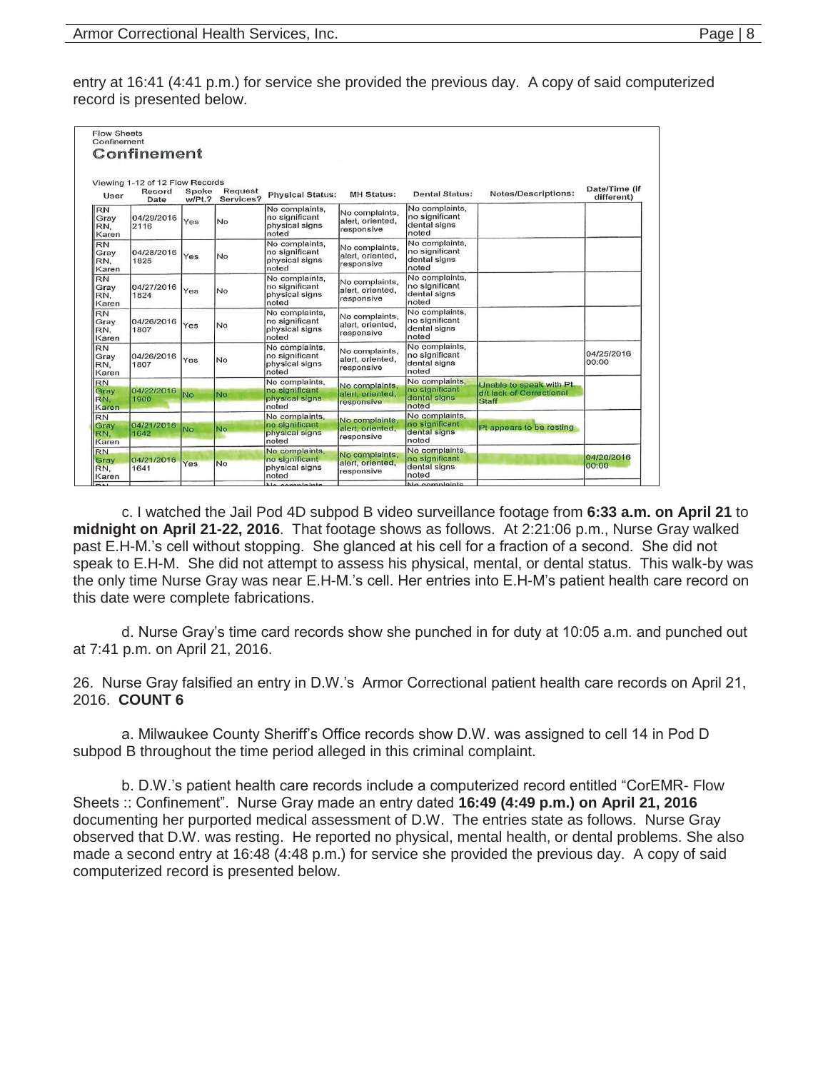entry at 16:41 (4:41 p.m.) for service she provided the previous day. A copy of said computerized record is presented below.

Flow Sheets
Confinement

**Confinement**

Viewing 1-12 of 12 Flow Records

| User | Record Date | Spoke w/Pt.? | Request Services? | Physical Status: | MH Status: | Dental Status: | Notes/Descriptions: | Date/Time (if different) |
|---|---|---|---|---|---|---|---|---|
| RN Gray RN, Karen | 04/29/2016 2116 | Yes | No | No complaints, no significant physical signs noted | No complaints, alert, oriented, responsive | No complaints, no significant dental signs noted | | |
| RN Gray RN, Karen | 04/28/2016 1825 | Yes | No | No complaints, no significant physical signs noted | No complaints, alert, oriented, responsive | No complaints, no significant dental signs noted | | |
| RN Gray RN, Karen | 04/27/2016 1824 | Yes | No | No complaints, no significant physical signs noted | No complaints, alert, oriented, responsive | No complaints, no significant dental signs noted | | |
| RN Gray RN, Karen | 04/26/2016 1807 | Yes | No | No complaints, no significant physical signs noted | No complaints, alert, oriented, responsive | No complaints, no significant dental signs noted | | |
| RN Gray RN, Karen | 04/26/2016 1807 | Yes | No | No complaints, no significant physical signs noted | No complaints, alert, oriented, responsive | No complaints, no significant dental signs noted | | 04/25/2016 00:00 |
| RN Gray RN, Karen | 04/22/2016 1900 | No | No | No complaints, no significant physical signs noted | No complaints, alert, oriented, responsive | No complaints, no significant dental signs noted | Unable to speak with Pt. d/t lack of Correctional Staff | |
| RN Gray RN, Karen | 04/21/2016 1642 | No | No | No complaints, no significant physical signs noted | No complaints, alert, oriented, responsive | No complaints, no significant dental signs noted | Pt appears to be resting | |
| RN Gray RN, Karen | 04/21/2016 1641 | Yes | No | No complaints, no significant physical signs noted | No complaints, alert, oriented, responsive | No complaints, no significant dental signs noted | | 04/20/2016 00:00 |

c. I watched the Jail Pod 4D subpod B video surveillance footage from **6:33 a.m. on April 21** to **midnight on April 21-22, 2016**. That footage shows as follows. At 2:21:06 p.m., Nurse Gray walked past E.H-M.'s cell without stopping. She glanced at his cell for a fraction of a second. She did not speak to E.H-M. She did not attempt to assess his physical, mental, or dental status. This walk-by was the only time Nurse Gray was near E.H-M.'s cell. Her entries into E.H-M's patient health care record on this date were complete fabrications.

d. Nurse Gray's time card records show she punched in for duty at 10:05 a.m. and punched out at 7:41 p.m. on April 21, 2016.

26. Nurse Gray falsified an entry in D.W.'s Armor Correctional patient health care records on April 21, 2016. **COUNT 6**

a. Milwaukee County Sheriff's Office records show D.W. was assigned to cell 14 in Pod D subpod B throughout the time period alleged in this criminal complaint.

b. D.W.'s patient health care records include a computerized record entitled "CorEMR- Flow Sheets :: Confinement". Nurse Gray made an entry dated **16:49 (4:49 p.m.) on April 21, 2016** documenting her purported medical assessment of D.W. The entries state as follows. Nurse Gray observed that D.W. was resting. He reported no physical, mental health, or dental problems. She also made a second entry at 16:48 (4:48 p.m.) for service she provided the previous day. A copy of said computerized record is presented below.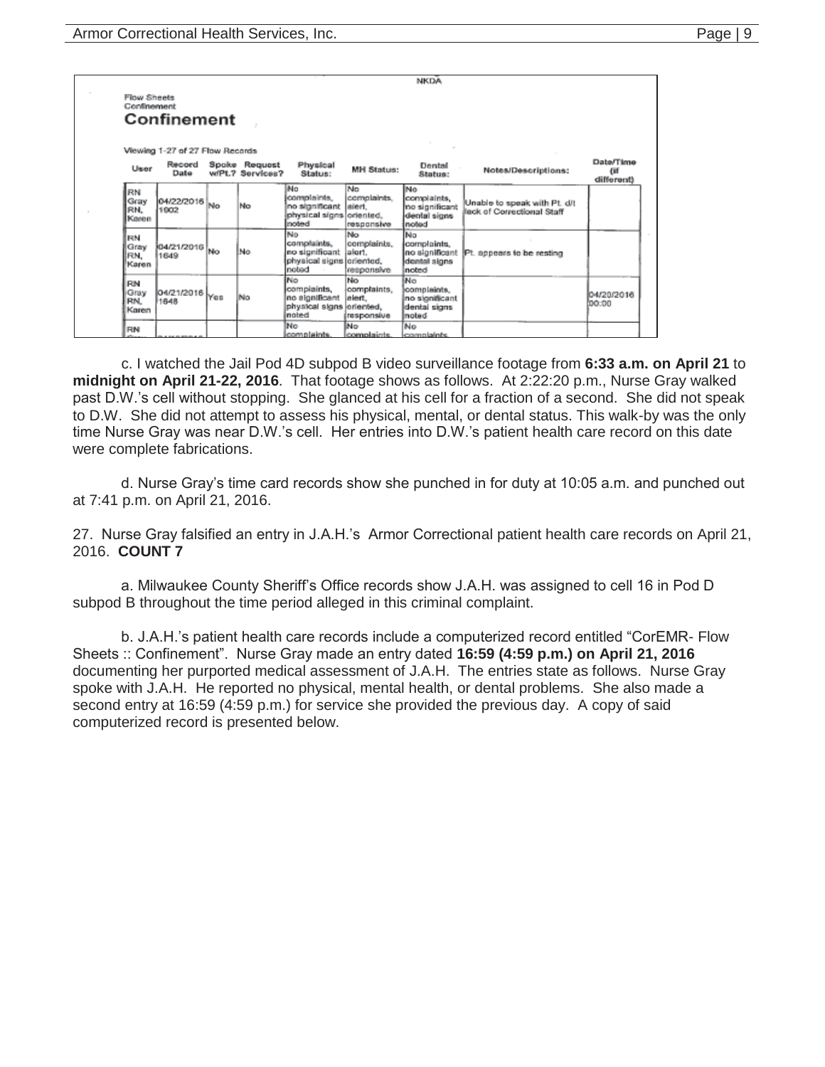NKDA

Flow Sheets
Confinement

## Confinement

Viewing 1-27 of 27 Flow Records

| User | Record Date | Spoke w/Pt.? | Request Services? | Physical Status: | MH Status: | Dental Status: | Notes/Descriptions: | Date/Time (if different) |
|---|---|---|---|---|---|---|---|---|
| RN Gray RN, Karen | 04/22/2016 1902 | No | No | No complaints, no significant physical signs noted | No complaints, alert, oriented, responsive | No complaints, no significant dental signs noted | Unable to speak with Pt. d/t lack of Correctional Staff | |
| RN Gray RN, Karen | 04/21/2016 1649 | No | No | No complaints, no significant physical signs noted | No complaints, alert, oriented, responsive | No complaints, no significant dental signs noted | Pt. appears to be resting | |
| RN Gray RN, Karen | 04/21/2016 1648 | Yes | No | No complaints, no significant physical signs noted | No complaints, alert, oriented, responsive | No complaints, no significant dental signs noted | | 04/20/2016 00:00 |
| RN | | | | No complaints | No complaints | No complaints | | |

c. I watched the Jail Pod 4D subpod B video surveillance footage from **6:33 a.m. on April 21** to **midnight on April 21-22, 2016**. That footage shows as follows. At 2:22:20 p.m., Nurse Gray walked past D.W.'s cell without stopping. She glanced at his cell for a fraction of a second. She did not speak to D.W. She did not attempt to assess his physical, mental, or dental status. This walk-by was the only time Nurse Gray was near D.W.'s cell. Her entries into D.W.'s patient health care record on this date were complete fabrications.

d. Nurse Gray's time card records show she punched in for duty at 10:05 a.m. and punched out at 7:41 p.m. on April 21, 2016.

27. Nurse Gray falsified an entry in J.A.H.'s Armor Correctional patient health care records on April 21, 2016. **COUNT 7**

a. Milwaukee County Sheriff's Office records show J.A.H. was assigned to cell 16 in Pod D subpod B throughout the time period alleged in this criminal complaint.

b. J.A.H.'s patient health care records include a computerized record entitled "CorEMR- Flow Sheets :: Confinement". Nurse Gray made an entry dated **16:59 (4:59 p.m.) on April 21, 2016** documenting her purported medical assessment of J.A.H. The entries state as follows. Nurse Gray spoke with J.A.H. He reported no physical, mental health, or dental problems. She also made a second entry at 16:59 (4:59 p.m.) for service she provided the previous day. A copy of said computerized record is presented below.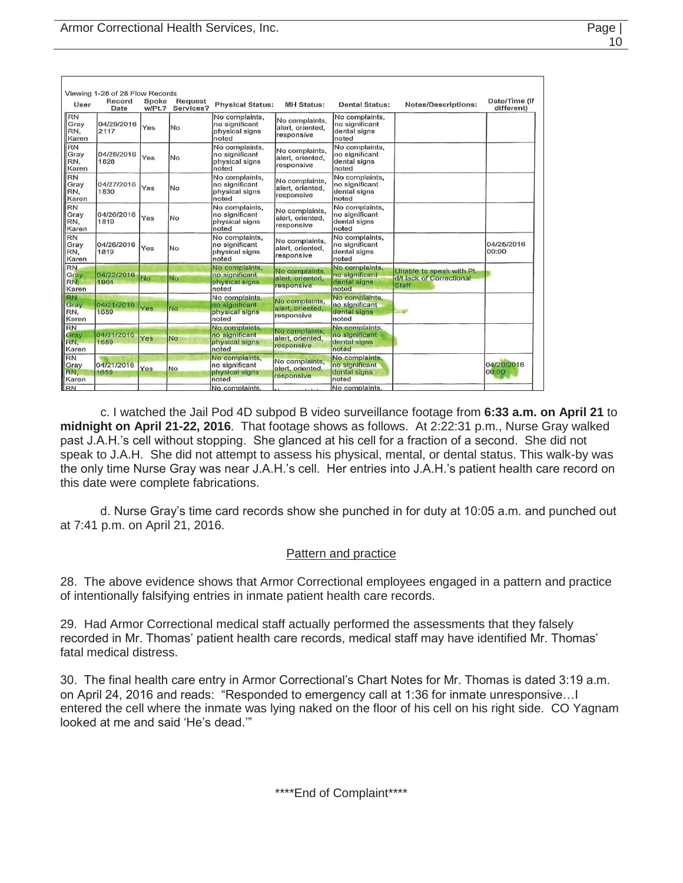Viewing 1-28 of 28 Flow Records

| User | Record Date | Spoke w/Pt.? | Request Services? | Physical Status: | MH Status: | Dental Status: | Notes/Descriptions: | Date/Time (If different) |
|---|---|---|---|---|---|---|---|---|
| RN Gray RN, Karen | 04/29/2016 2117 | Yes | No | No complaints, no significant physical signs noted | No complaints, alert, oriented, responsive | No complaints, no significant dental signs noted | | |
| RN Gray RN, Karen | 04/28/2016 1828 | Yes | No | No complaints, no significant physical signs noted | No complaints, alert, oriented, responsive | No complaints, no significant dental signs noted | | |
| RN Gray RN, Karen | 04/27/2016 1830 | Yes | No | No complaints, no significant physical signs noted | No complaints, alert, oriented, responsive | No complaints, no significant dental signs noted | | |
| RN Gray RN, Karen | 04/26/2016 1819 | Yes | No | No complaints, no significant physical signs noted | No complaints, alert, oriented, responsive | No complaints, no significant dental signs noted | | |
| RN Gray RN, Karen | 04/26/2016 1819 | Yes | No | No complaints, no significant physical signs noted | No complaints, alert, oriented, responsive | No complaints, no significant dental signs noted | | 04/25/2016 00:00 |
| RN Gray RN, Karen | 04/22/2016 1904 | No | No | No complaints, no significant physical signs noted | No complaints, alert, oriented, responsive | No complaints, no significant dental signs noted | Unable to speak with Pt. d/t lack of Correctional Staff | |
| RN Gray RN, Karen | 04/21/2016 1659 | Yes | No | No complaints, no significant physical signs noted | No complaints, alert, oriented, responsive | No complaints, no significant dental signs noted | | |
| RN Gray RN, Karen | 04/21/2016 1659 | Yes | No | No complaints, no significant physical signs noted | No complaints, alert, oriented, responsive | No complaints, no significant dental signs noted | | |
| RN Gray RN, Karen | 04/21/2016 1659 | Yes | No | No complaints, no significant physical signs noted | No complaints, alert, oriented, responsive | No complaints, no significant dental signs noted | | 04/20/2016 00:00 |
| RN | | | | No complaints, | | No complaints, | | |

c. I watched the Jail Pod 4D subpod B video surveillance footage from **6:33 a.m. on April 21** to **midnight on April 21-22, 2016**. That footage shows as follows. At 2:22:31 p.m., Nurse Gray walked past J.A.H.'s cell without stopping. She glanced at his cell for a fraction of a second. She did not speak to J.A.H. She did not attempt to assess his physical, mental, or dental status. This walk-by was the only time Nurse Gray was near J.A.H.'s cell. Her entries into J.A.H.'s patient health care record on this date were complete fabrications.

d. Nurse Gray's time card records show she punched in for duty at 10:05 a.m. and punched out at 7:41 p.m. on April 21, 2016.

## Pattern and practice

28. The above evidence shows that Armor Correctional employees engaged in a pattern and practice of intentionally falsifying entries in inmate patient health care records.

29. Had Armor Correctional medical staff actually performed the assessments that they falsely recorded in Mr. Thomas' patient health care records, medical staff may have identified Mr. Thomas' fatal medical distress.

30. The final health care entry in Armor Correctional's Chart Notes for Mr. Thomas is dated 3:19 a.m. on April 24, 2016 and reads: "Responded to emergency call at 1:36 for inmate unresponsive…I entered the cell where the inmate was lying naked on the floor of his cell on his right side. CO Yagnam looked at me and said 'He's dead.'"

\*\*\*\*End of Complaint\*\*\*\*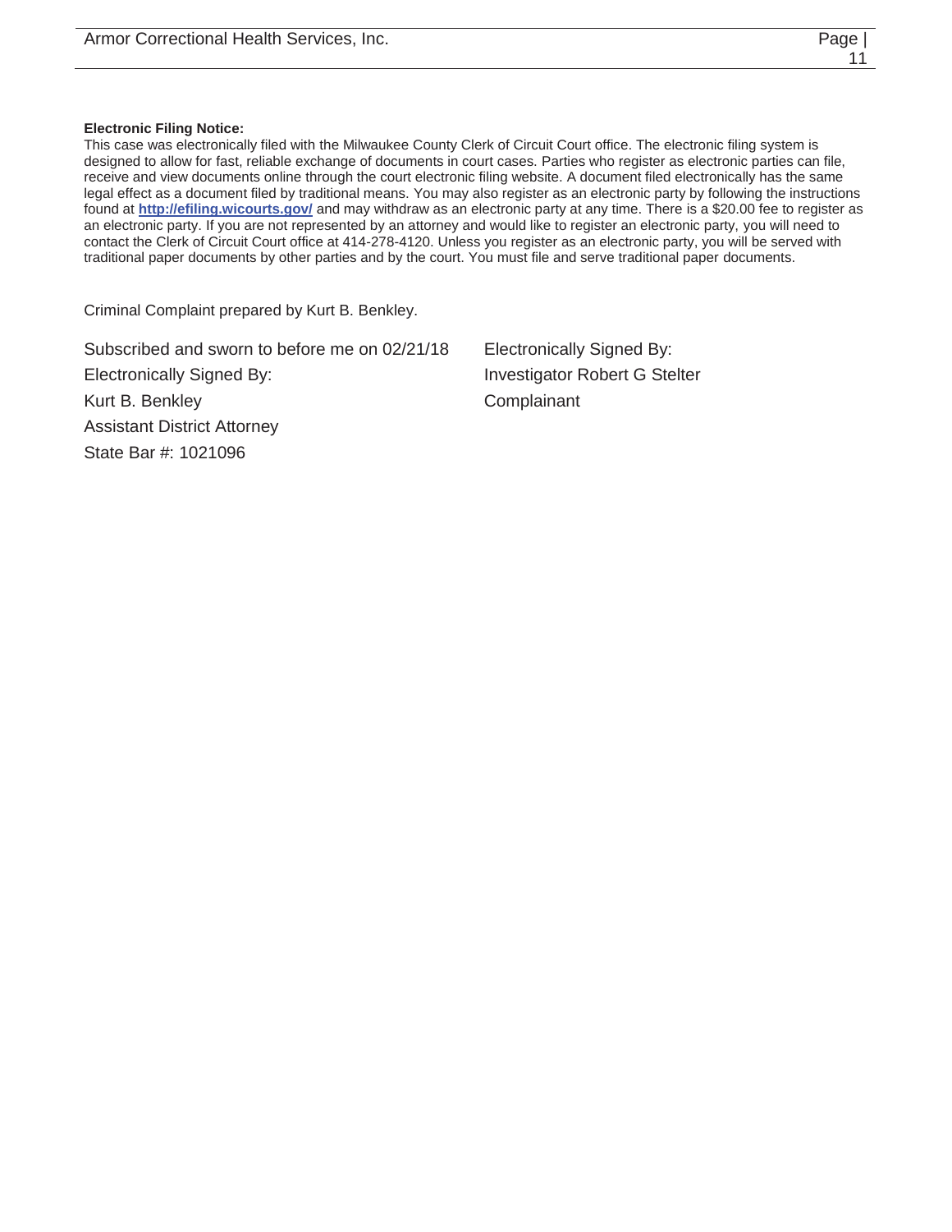**Electronic Filing Notice:**
This case was electronically filed with the Milwaukee County Clerk of Circuit Court office. The electronic filing system is designed to allow for fast, reliable exchange of documents in court cases. Parties who register as electronic parties can file, receive and view documents online through the court electronic filing website. A document filed electronically has the same legal effect as a document filed by traditional means. You may also register as an electronic party by following the instructions found at **http://efiling.wicourts.gov/** and may withdraw as an electronic party at any time. There is a $20.00 fee to register as an electronic party. If you are not represented by an attorney and would like to register an electronic party, you will need to contact the Clerk of Circuit Court office at 414-278-4120. Unless you register as an electronic party, you will be served with traditional paper documents by other parties and by the court. You must file and serve traditional paper documents.

Criminal Complaint prepared by Kurt B. Benkley.

Subscribed and sworn to before me on 02/21/18
Electronically Signed By:
Kurt B. Benkley
Assistant District Attorney
State Bar #: 1021096

Electronically Signed By:
Investigator Robert G Stelter
Complainant